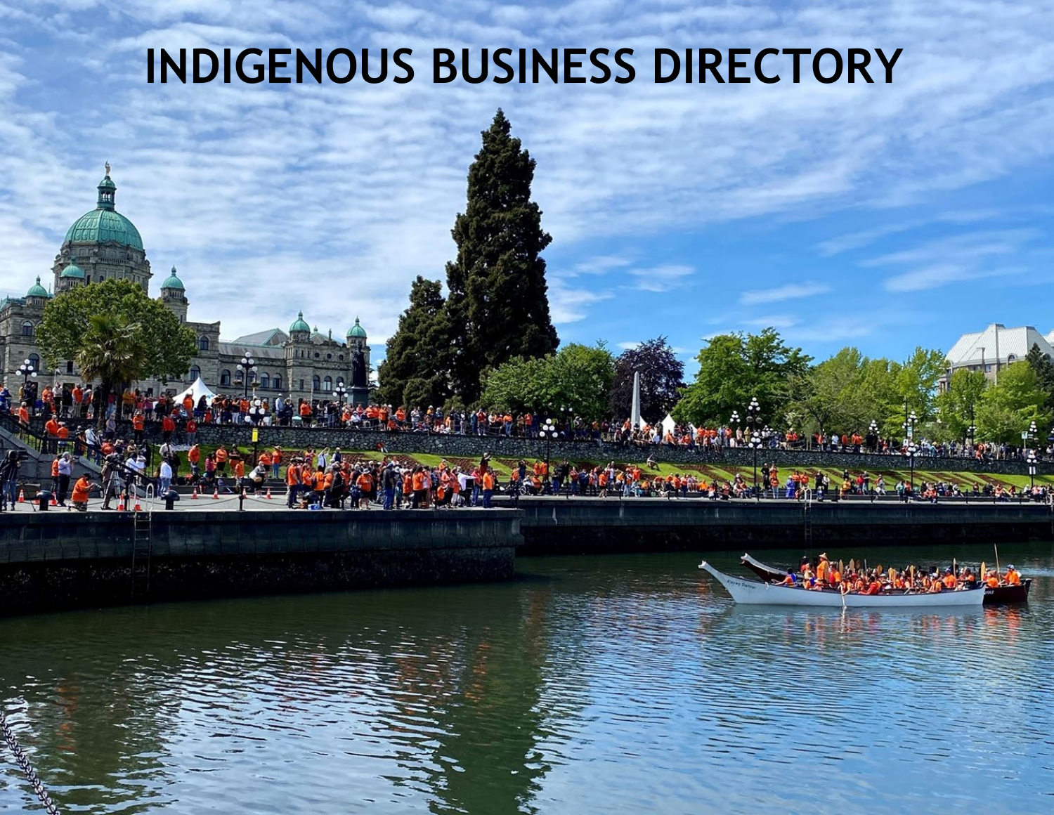# INDIGENOUS BUSINESS DIRECTORY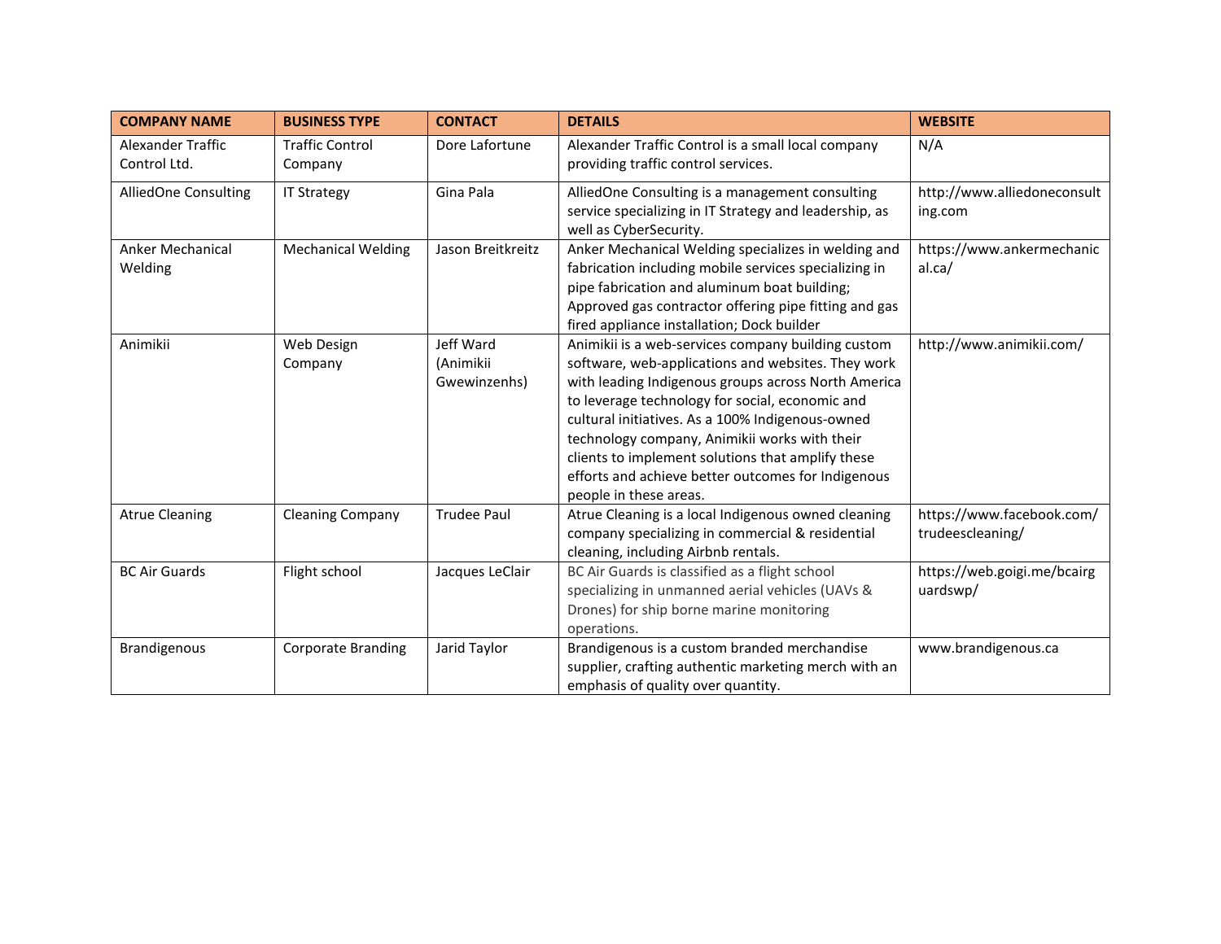| COMPANY NAME | BUSINESS TYPE | CONTACT | DETAILS | WEBSITE |
|---|---|---|---|---|
| Alexander Traffic Control Ltd. | Traffic Control Company | Dore Lafortune | Alexander Traffic Control is a small local company providing traffic control services. | N/A |
| AlliedOne Consulting | IT Strategy | Gina Pala | AlliedOne Consulting is a management consulting service specializing in IT Strategy and leadership, as well as CyberSecurity. | http://www.alliedoneconsulting.com |
| Anker Mechanical Welding | Mechanical Welding | Jason Breitkreitz | Anker Mechanical Welding specializes in welding and fabrication including mobile services specializing in pipe fabrication and aluminum boat building; Approved gas contractor offering pipe fitting and gas fired appliance installation; Dock builder | https://www.ankermechanical.ca/ |
| Animikii | Web Design Company | Jeff Ward (Animikii Gwewinzenhs) | Animikii is a web-services company building custom software, web-applications and websites. They work with leading Indigenous groups across North America to leverage technology for social, economic and cultural initiatives. As a 100% Indigenous-owned technology company, Animikii works with their clients to implement solutions that amplify these efforts and achieve better outcomes for Indigenous people in these areas. | http://www.animikii.com/ |
| Atrue Cleaning | Cleaning Company | Trudee Paul | Atrue Cleaning is a local Indigenous owned cleaning company specializing in commercial & residential cleaning, including Airbnb rentals. | https://www.facebook.com/trudeescleaning/ |
| BC Air Guards | Flight school | Jacques LeClair | BC Air Guards is classified as a flight school specializing in unmanned aerial vehicles (UAVs & Drones) for ship borne marine monitoring operations. | https://web.goigi.me/bcairguardswp/ |
| Brandigenous | Corporate Branding | Jarid Taylor | Brandigenous is a custom branded merchandise supplier, crafting authentic marketing merch with an emphasis of quality over quantity. | www.brandigenous.ca |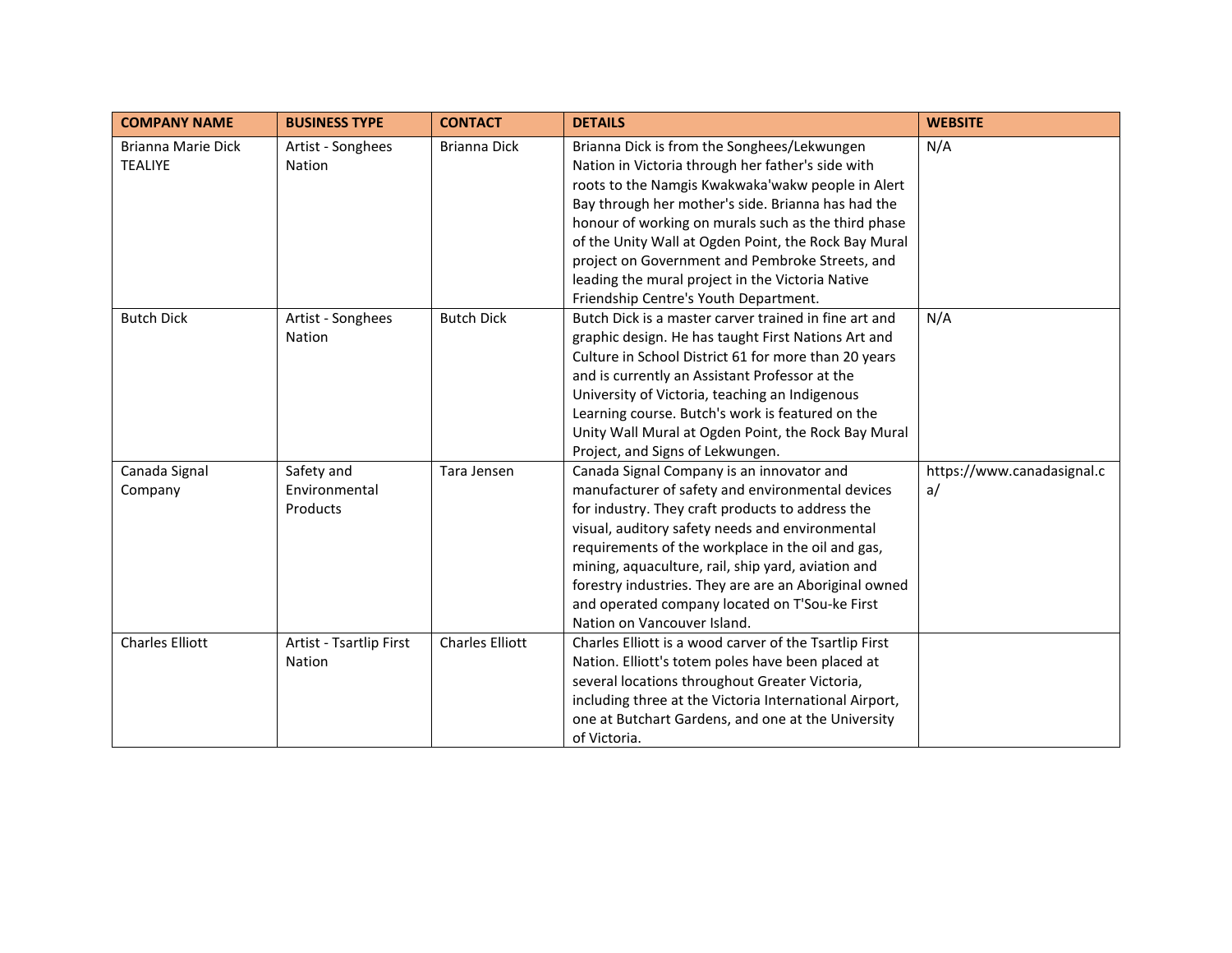| COMPANY NAME | BUSINESS TYPE | CONTACT | DETAILS | WEBSITE |
|---|---|---|---|---|
| Brianna Marie Dick TEALIYE | Artist - Songhees Nation | Brianna Dick | Brianna Dick is from the Songhees/Lekwungen Nation in Victoria through her father's side with roots to the Namgis Kwakwaka'wakw people in Alert Bay through her mother's side. Brianna has had the honour of working on murals such as the third phase of the Unity Wall at Ogden Point, the Rock Bay Mural project on Government and Pembroke Streets, and leading the mural project in the Victoria Native Friendship Centre's Youth Department. | N/A |
| Butch Dick | Artist - Songhees Nation | Butch Dick | Butch Dick is a master carver trained in fine art and graphic design. He has taught First Nations Art and Culture in School District 61 for more than 20 years and is currently an Assistant Professor at the University of Victoria, teaching an Indigenous Learning course. Butch's work is featured on the Unity Wall Mural at Ogden Point, the Rock Bay Mural Project, and Signs of Lekwungen. | N/A |
| Canada Signal Company | Safety and Environmental Products | Tara Jensen | Canada Signal Company is an innovator and manufacturer of safety and environmental devices for industry. They craft products to address the visual, auditory safety needs and environmental requirements of the workplace in the oil and gas, mining, aquaculture, rail, ship yard, aviation and forestry industries. They are are an Aboriginal owned and operated company located on T'Sou-ke First Nation on Vancouver Island. | https://www.canadasignal.ca/ |
| Charles Elliott | Artist - Tsartlip First Nation | Charles Elliott | Charles Elliott is a wood carver of the Tsartlip First Nation. Elliott's totem poles have been placed at several locations throughout Greater Victoria, including three at the Victoria International Airport, one at Butchart Gardens, and one at the University of Victoria. | |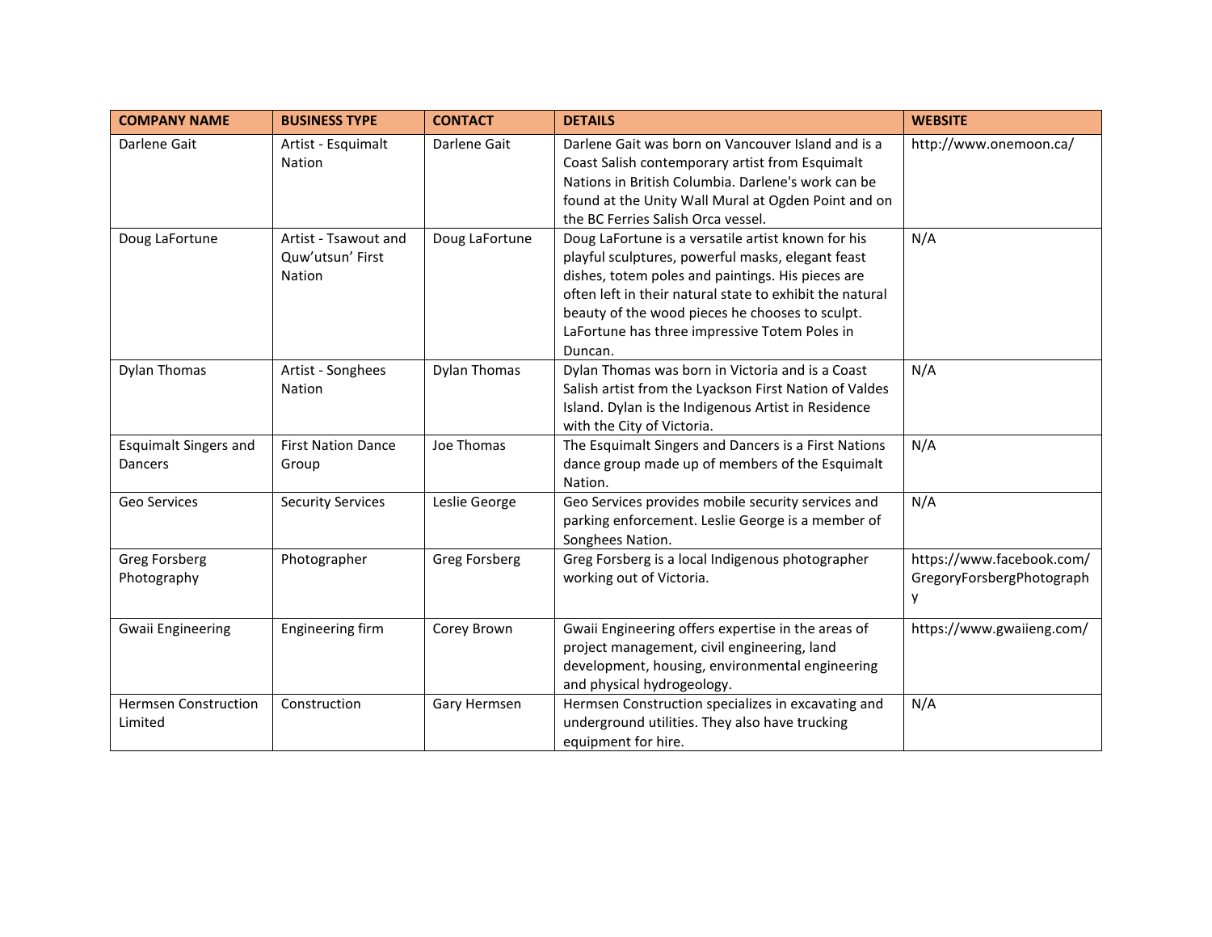| COMPANY NAME | BUSINESS TYPE | CONTACT | DETAILS | WEBSITE |
| --- | --- | --- | --- | --- |
| Darlene Gait | Artist - Esquimalt Nation | Darlene Gait | Darlene Gait was born on Vancouver Island and is a Coast Salish contemporary artist from Esquimalt Nations in British Columbia. Darlene's work can be found at the Unity Wall Mural at Ogden Point and on the BC Ferries Salish Orca vessel. | http://www.onemoon.ca/ |
| Doug LaFortune | Artist - Tsawout and Quw'utsun' First Nation | Doug LaFortune | Doug LaFortune is a versatile artist known for his playful sculptures, powerful masks, elegant feast dishes, totem poles and paintings. His pieces are often left in their natural state to exhibit the natural beauty of the wood pieces he chooses to sculpt. LaFortune has three impressive Totem Poles in Duncan. | N/A |
| Dylan Thomas | Artist - Songhees Nation | Dylan Thomas | Dylan Thomas was born in Victoria and is a Coast Salish artist from the Lyackson First Nation of Valdes Island. Dylan is the Indigenous Artist in Residence with the City of Victoria. | N/A |
| Esquimalt Singers and Dancers | First Nation Dance Group | Joe Thomas | The Esquimalt Singers and Dancers is a First Nations dance group made up of members of the Esquimalt Nation. | N/A |
| Geo Services | Security Services | Leslie George | Geo Services provides mobile security services and parking enforcement. Leslie George is a member of Songhees Nation. | N/A |
| Greg Forsberg Photography | Photographer | Greg Forsberg | Greg Forsberg is a local Indigenous photographer working out of Victoria. | https://www.facebook.com/GregoryForsbergPhotography |
| Gwaii Engineering | Engineering firm | Corey Brown | Gwaii Engineering offers expertise in the areas of project management, civil engineering, land development, housing, environmental engineering and physical hydrogeology. | https://www.gwaiieng.com/ |
| Hermsen Construction Limited | Construction | Gary Hermsen | Hermsen Construction specializes in excavating and underground utilities. They also have trucking equipment for hire. | N/A |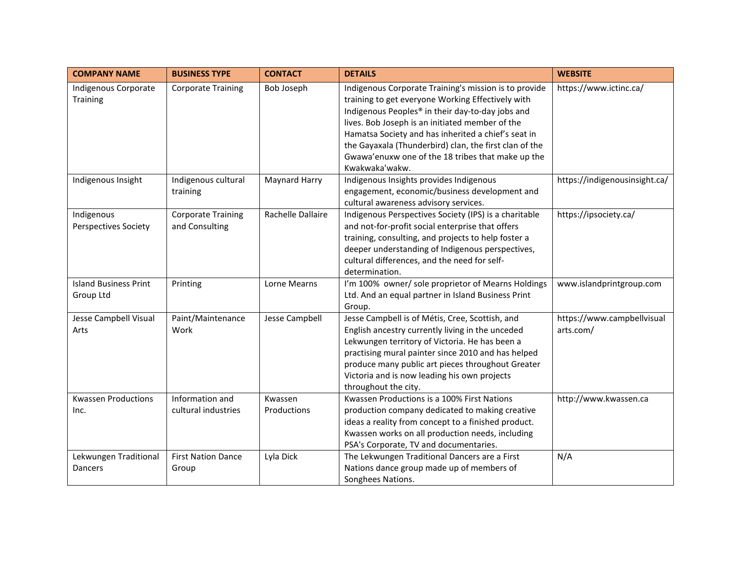| COMPANY NAME | BUSINESS TYPE | CONTACT | DETAILS | WEBSITE |
|---|---|---|---|---|
| Indigenous Corporate Training | Corporate Training | Bob Joseph | Indigenous Corporate Training's mission is to provide training to get everyone Working Effectively with Indigenous Peoples® in their day-to-day jobs and lives. Bob Joseph is an initiated member of the Hamatsa Society and has inherited a chief's seat in the Gayaxala (Thunderbird) clan, the first clan of the Gwawa'enuxw one of the 18 tribes that make up the Kwakwaka'wakw. | https://www.ictinc.ca/ |
| Indigenous Insight | Indigenous cultural training | Maynard Harry | Indigenous Insights provides Indigenous engagement, economic/business development and cultural awareness advisory services. | https://indigenousinsight.ca/ |
| Indigenous Perspectives Society | Corporate Training and Consulting | Rachelle Dallaire | Indigenous Perspectives Society (IPS) is a charitable and not-for-profit social enterprise that offers training, consulting, and projects to help foster a deeper understanding of Indigenous perspectives, cultural differences, and the need for self-determination. | https://ipsociety.ca/ |
| Island Business Print Group Ltd | Printing | Lorne Mearns | I'm 100% owner/ sole proprietor of Mearns Holdings Ltd. And an equal partner in Island Business Print Group. | www.islandprintgroup.com |
| Jesse Campbell Visual Arts | Paint/Maintenance Work | Jesse Campbell | Jesse Campbell is of Métis, Cree, Scottish, and English ancestry currently living in the unceded Lekwungen territory of Victoria. He has been a practising mural painter since 2010 and has helped produce many public art pieces throughout Greater Victoria and is now leading his own projects throughout the city. | https://www.campbellvisualarts.com/ |
| Kwassen Productions Inc. | Information and cultural industries | Kwassen Productions | Kwassen Productions is a 100% First Nations production company dedicated to making creative ideas a reality from concept to a finished product. Kwassen works on all production needs, including PSA's Corporate, TV and documentaries. | http://www.kwassen.ca |
| Lekwungen Traditional Dancers | First Nation Dance Group | Lyla Dick | The Lekwungen Traditional Dancers are a First Nations dance group made up of members of Songhees Nations. | N/A |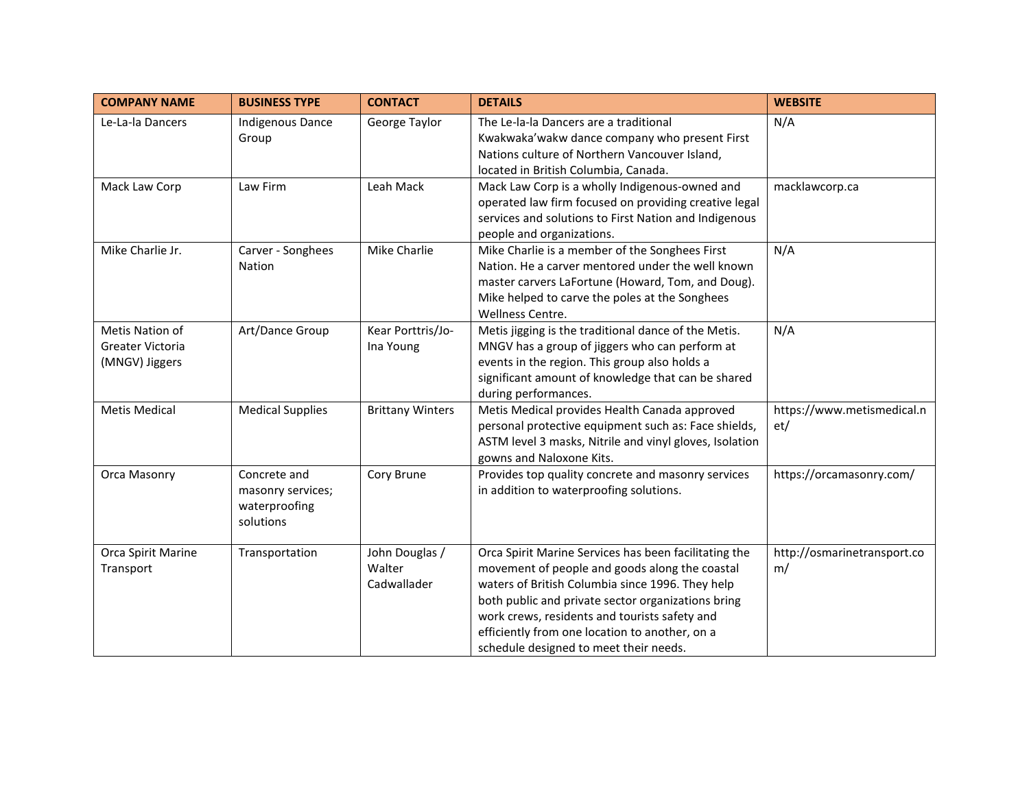| COMPANY NAME | BUSINESS TYPE | CONTACT | DETAILS | WEBSITE |
|---|---|---|---|---|
| Le-La-la Dancers | Indigenous Dance Group | George Taylor | The Le-la-la Dancers are a traditional Kwakwaka'wakw dance company who present First Nations culture of Northern Vancouver Island, located in British Columbia, Canada. | N/A |
| Mack Law Corp | Law Firm | Leah Mack | Mack Law Corp is a wholly Indigenous-owned and operated law firm focused on providing creative legal services and solutions to First Nation and Indigenous people and organizations. | macklawcorp.ca |
| Mike Charlie Jr. | Carver - Songhees Nation | Mike Charlie | Mike Charlie is a member of the Songhees First Nation. He a carver mentored under the well known master carvers LaFortune (Howard, Tom, and Doug). Mike helped to carve the poles at the Songhees Wellness Centre. | N/A |
| Metis Nation of Greater Victoria (MNGV) Jiggers | Art/Dance Group | Kear Porttris/Jo-Ina Young | Metis jigging is the traditional dance of the Metis. MNGV has a group of jiggers who can perform at events in the region. This group also holds a significant amount of knowledge that can be shared during performances. | N/A |
| Metis Medical | Medical Supplies | Brittany Winters | Metis Medical provides Health Canada approved personal protective equipment such as: Face shields, ASTM level 3 masks, Nitrile and vinyl gloves, Isolation gowns and Naloxone Kits. | https://www.metismedical.net/ |
| Orca Masonry | Concrete and masonry services; waterproofing solutions | Cory Brune | Provides top quality concrete and masonry services in addition to waterproofing solutions. | https://orcamasonry.com/ |
| Orca Spirit Marine Transport | Transportation | John Douglas / Walter Cadwallader | Orca Spirit Marine Services has been facilitating the movement of people and goods along the coastal waters of British Columbia since 1996. They help both public and private sector organizations bring work crews, residents and tourists safety and efficiently from one location to another, on a schedule designed to meet their needs. | http://osmarinetransport.com/ |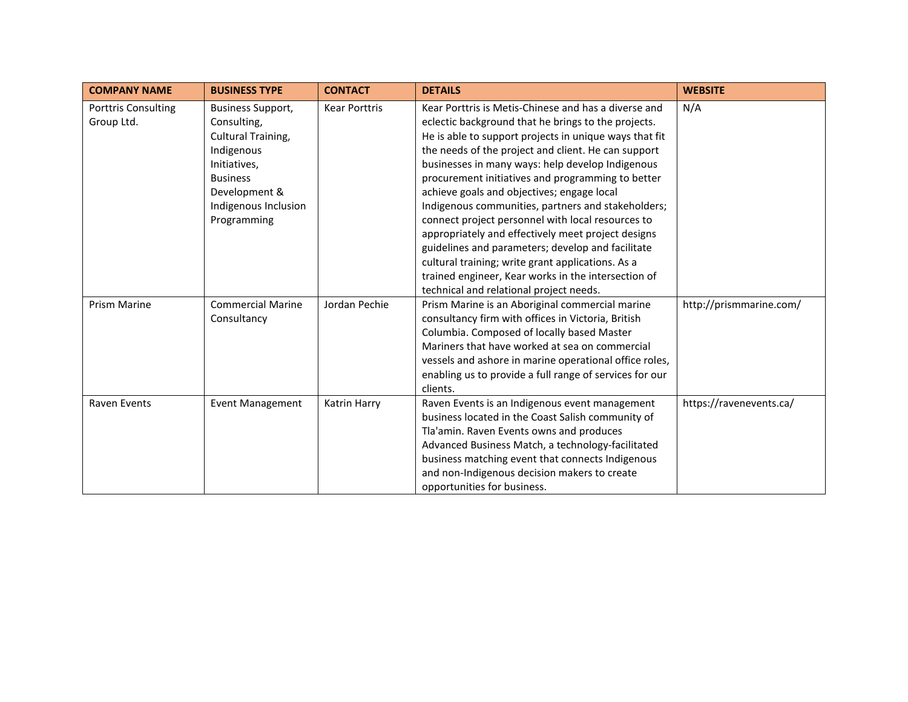| COMPANY NAME | BUSINESS TYPE | CONTACT | DETAILS | WEBSITE |
|---|---|---|---|---|
| Porttris Consulting Group Ltd. | Business Support, Consulting, Cultural Training, Indigenous Initiatives, Business Development & Indigenous Inclusion Programming | Kear Porttris | Kear Porttris is Metis-Chinese and has a diverse and eclectic background that he brings to the projects. He is able to support projects in unique ways that fit the needs of the project and client. He can support businesses in many ways: help develop Indigenous procurement initiatives and programming to better achieve goals and objectives; engage local Indigenous communities, partners and stakeholders; connect project personnel with local resources to appropriately and effectively meet project designs guidelines and parameters; develop and facilitate cultural training; write grant applications. As a trained engineer, Kear works in the intersection of technical and relational project needs. | N/A |
| Prism Marine | Commercial Marine Consultancy | Jordan Pechie | Prism Marine is an Aboriginal commercial marine consultancy firm with offices in Victoria, British Columbia. Composed of locally based Master Mariners that have worked at sea on commercial vessels and ashore in marine operational office roles, enabling us to provide a full range of services for our clients. | http://prismmarine.com/ |
| Raven Events | Event Management | Katrin Harry | Raven Events is an Indigenous event management business located in the Coast Salish community of Tla'amin. Raven Events owns and produces Advanced Business Match, a technology-facilitated business matching event that connects Indigenous and non-Indigenous decision makers to create opportunities for business. | https://ravenevents.ca/ |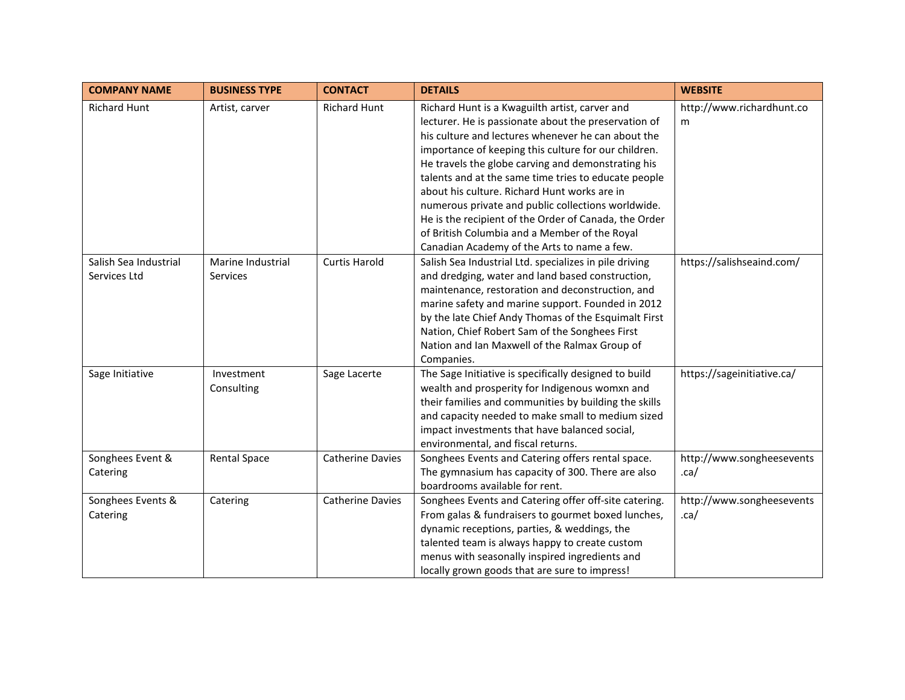| COMPANY NAME | BUSINESS TYPE | CONTACT | DETAILS | WEBSITE |
| --- | --- | --- | --- | --- |
| Richard Hunt | Artist, carver | Richard Hunt | Richard Hunt is a Kwaguilth artist, carver and lecturer. He is passionate about the preservation of his culture and lectures whenever he can about the importance of keeping this culture for our children. He travels the globe carving and demonstrating his talents and at the same time tries to educate people about his culture. Richard Hunt works are in numerous private and public collections worldwide. He is the recipient of the Order of Canada, the Order of British Columbia and a Member of the Royal Canadian Academy of the Arts to name a few. | http://www.richardhunt.com |
| Salish Sea Industrial Services Ltd | Marine Industrial Services | Curtis Harold | Salish Sea Industrial Ltd. specializes in pile driving and dredging, water and land based construction, maintenance, restoration and deconstruction, and marine safety and marine support. Founded in 2012 by the late Chief Andy Thomas of the Esquimalt First Nation, Chief Robert Sam of the Songhees First Nation and Ian Maxwell of the Ralmax Group of Companies. | https://salishseaind.com/ |
| Sage Initiative | Investment Consulting | Sage Lacerte | The Sage Initiative is specifically designed to build wealth and prosperity for Indigenous womxn and their families and communities by building the skills and capacity needed to make small to medium sized impact investments that have balanced social, environmental, and fiscal returns. | https://sageinitiative.ca/ |
| Songhees Event & Catering | Rental Space | Catherine Davies | Songhees Events and Catering offers rental space. The gymnasium has capacity of 300. There are also boardrooms available for rent. | http://www.songheesevents.ca/ |
| Songhees Events & Catering | Catering | Catherine Davies | Songhees Events and Catering offer off-site catering. From galas & fundraisers to gourmet boxed lunches, dynamic receptions, parties, & weddings, the talented team is always happy to create custom menus with seasonally inspired ingredients and locally grown goods that are sure to impress! | http://www.songheesevents.ca/ |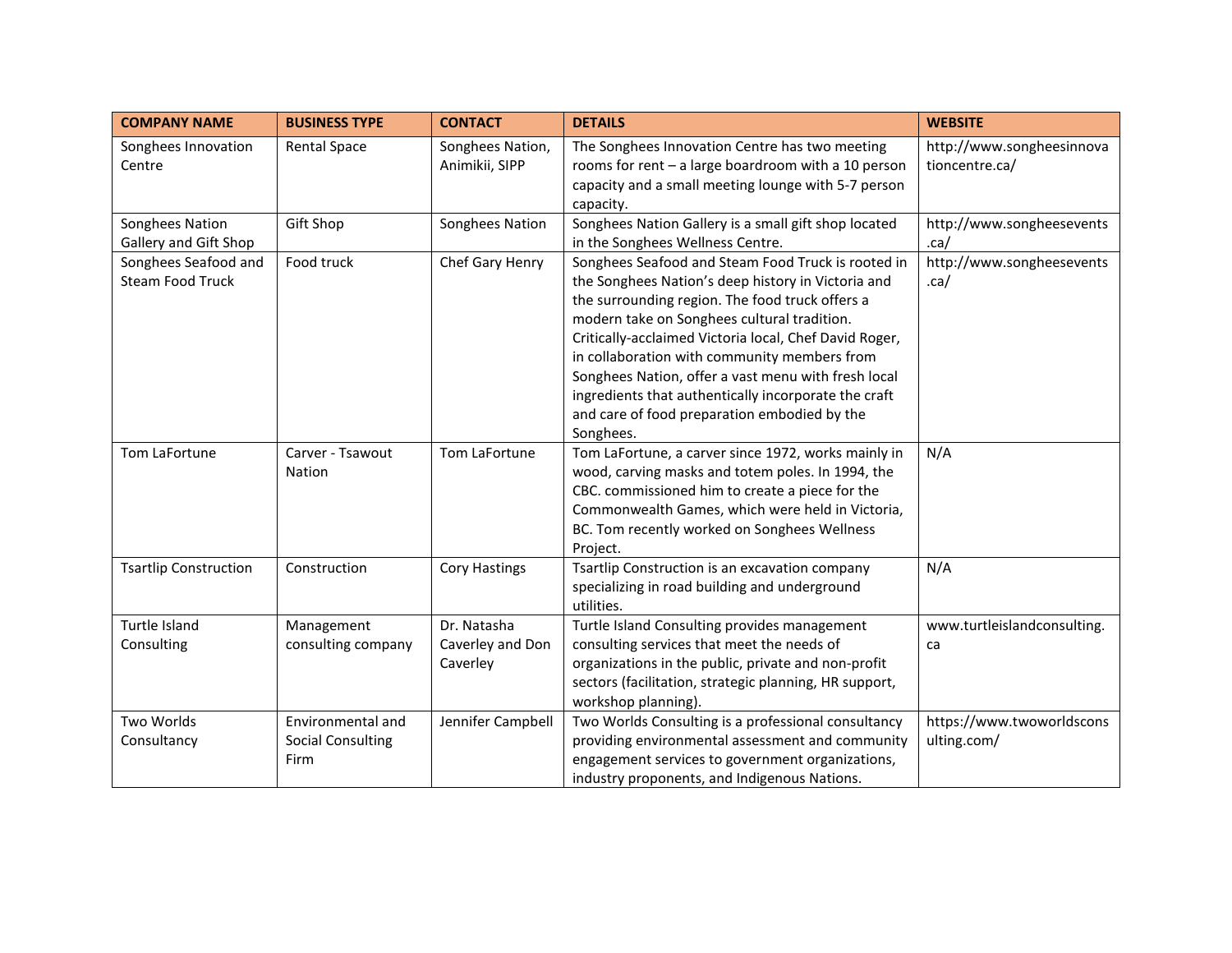| COMPANY NAME | BUSINESS TYPE | CONTACT | DETAILS | WEBSITE |
|---|---|---|---|---|
| Songhees Innovation Centre | Rental Space | Songhees Nation, Animikii, SIPP | The Songhees Innovation Centre has two meeting rooms for rent – a large boardroom with a 10 person capacity and a small meeting lounge with 5-7 person capacity. | http://www.songheesinnovationcentre.ca/ |
| Songhees Nation Gallery and Gift Shop | Gift Shop | Songhees Nation | Songhees Nation Gallery is a small gift shop located in the Songhees Wellness Centre. | http://www.songheesevents.ca/ |
| Songhees Seafood and Steam Food Truck | Food truck | Chef Gary Henry | Songhees Seafood and Steam Food Truck is rooted in the Songhees Nation's deep history in Victoria and the surrounding region. The food truck offers a modern take on Songhees cultural tradition. Critically-acclaimed Victoria local, Chef David Roger, in collaboration with community members from Songhees Nation, offer a vast menu with fresh local ingredients that authentically incorporate the craft and care of food preparation embodied by the Songhees. | http://www.songheesevents.ca/ |
| Tom LaFortune | Carver - Tsawout Nation | Tom LaFortune | Tom LaFortune, a carver since 1972, works mainly in wood, carving masks and totem poles. In 1994, the CBC. commissioned him to create a piece for the Commonwealth Games, which were held in Victoria, BC. Tom recently worked on Songhees Wellness Project. | N/A |
| Tsartlip Construction | Construction | Cory Hastings | Tsartlip Construction is an excavation company specializing in road building and underground utilities. | N/A |
| Turtle Island Consulting | Management consulting company | Dr. Natasha Caverley and Don Caverley | Turtle Island Consulting provides management consulting services that meet the needs of organizations in the public, private and non-profit sectors (facilitation, strategic planning, HR support, workshop planning). | www.turtleislandconsulting.ca |
| Two Worlds Consultancy | Environmental and Social Consulting Firm | Jennifer Campbell | Two Worlds Consulting is a professional consultancy providing environmental assessment and community engagement services to government organizations, industry proponents, and Indigenous Nations. | https://www.twoworldsconsulting.com/ |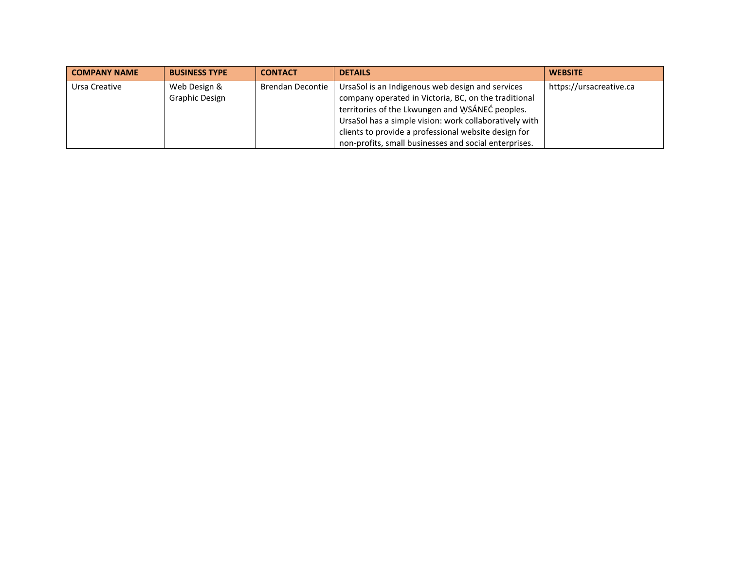| COMPANY NAME | BUSINESS TYPE | CONTACT | DETAILS | WEBSITE |
|---|---|---|---|---|
| Ursa Creative | Web Design & Graphic Design | Brendan Decontie | UrsaSol is an Indigenous web design and services company operated in Victoria, BC, on the traditional territories of the Lkwungen and W̱SÁNEĆ peoples. UrsaSol has a simple vision: work collaboratively with clients to provide a professional website design for non-profits, small businesses and social enterprises. | https://ursacreative.ca |